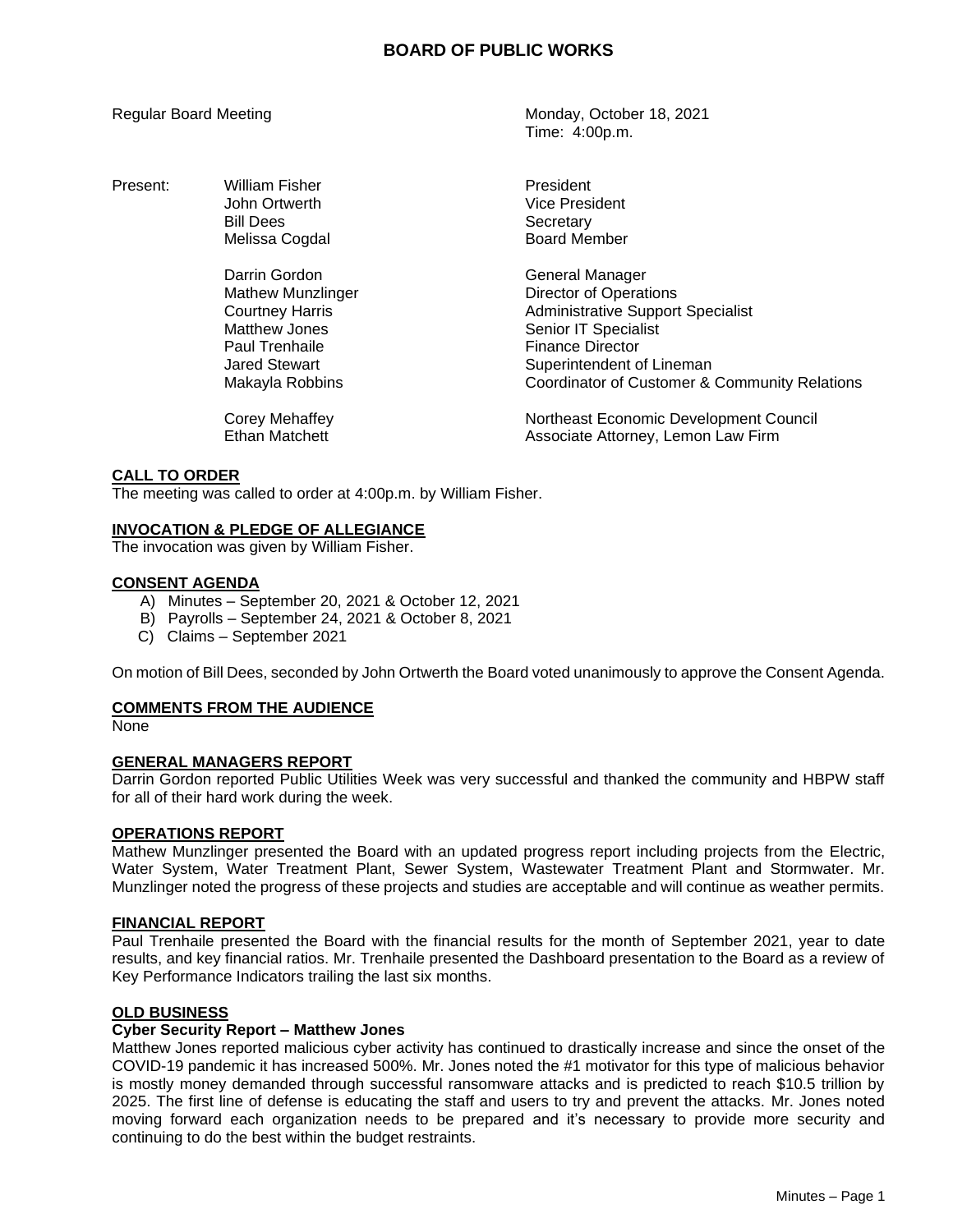# BOARD OF PUBLIC WORKS

Regular Board Meeting

Monday, October 18, 2021
Time: 4:00p.m.

| | | |
|---|---|---|
| Present: | William Fisher | President |
| | John Ortwerth | Vice President |
| | Bill Dees | Secretary |
| | Melissa Cogdal | Board Member |
| | | |
| | Darrin Gordon | General Manager |
| | Mathew Munzlinger | Director of Operations |
| | Courtney Harris | Administrative Support Specialist |
| | Matthew Jones | Senior IT Specialist |
| | Paul Trenhaile | Finance Director |
| | Jared Stewart | Superintendent of Lineman |
| | Makayla Robbins | Coordinator of Customer & Community Relations |
| | | |
| | Corey Mehaffey | Northeast Economic Development Council |
| | Ethan Matchett | Associate Attorney, Lemon Law Firm |

## CALL TO ORDER

The meeting was called to order at 4:00p.m. by William Fisher.

## INVOCATION & PLEDGE OF ALLEGIANCE

The invocation was given by William Fisher.

## CONSENT AGENDA

A) Minutes – September 20, 2021 & October 12, 2021
B) Payrolls – September 24, 2021 & October 8, 2021
C) Claims – September 2021

On motion of Bill Dees, seconded by John Ortwerth the Board voted unanimously to approve the Consent Agenda.

## COMMENTS FROM THE AUDIENCE

None

## GENERAL MANAGERS REPORT

Darrin Gordon reported Public Utilities Week was very successful and thanked the community and HBPW staff for all of their hard work during the week.

## OPERATIONS REPORT

Mathew Munzlinger presented the Board with an updated progress report including projects from the Electric, Water System, Water Treatment Plant, Sewer System, Wastewater Treatment Plant and Stormwater. Mr. Munzlinger noted the progress of these projects and studies are acceptable and will continue as weather permits.

## FINANCIAL REPORT

Paul Trenhaile presented the Board with the financial results for the month of September 2021, year to date results, and key financial ratios. Mr. Trenhaile presented the Dashboard presentation to the Board as a review of Key Performance Indicators trailing the last six months.

## OLD BUSINESS

### Cyber Security Report – Matthew Jones

Matthew Jones reported malicious cyber activity has continued to drastically increase and since the onset of the COVID-19 pandemic it has increased 500%. Mr. Jones noted the #1 motivator for this type of malicious behavior is mostly money demanded through successful ransomware attacks and is predicted to reach $10.5 trillion by 2025. The first line of defense is educating the staff and users to try and prevent the attacks. Mr. Jones noted moving forward each organization needs to be prepared and it's necessary to provide more security and continuing to do the best within the budget restraints.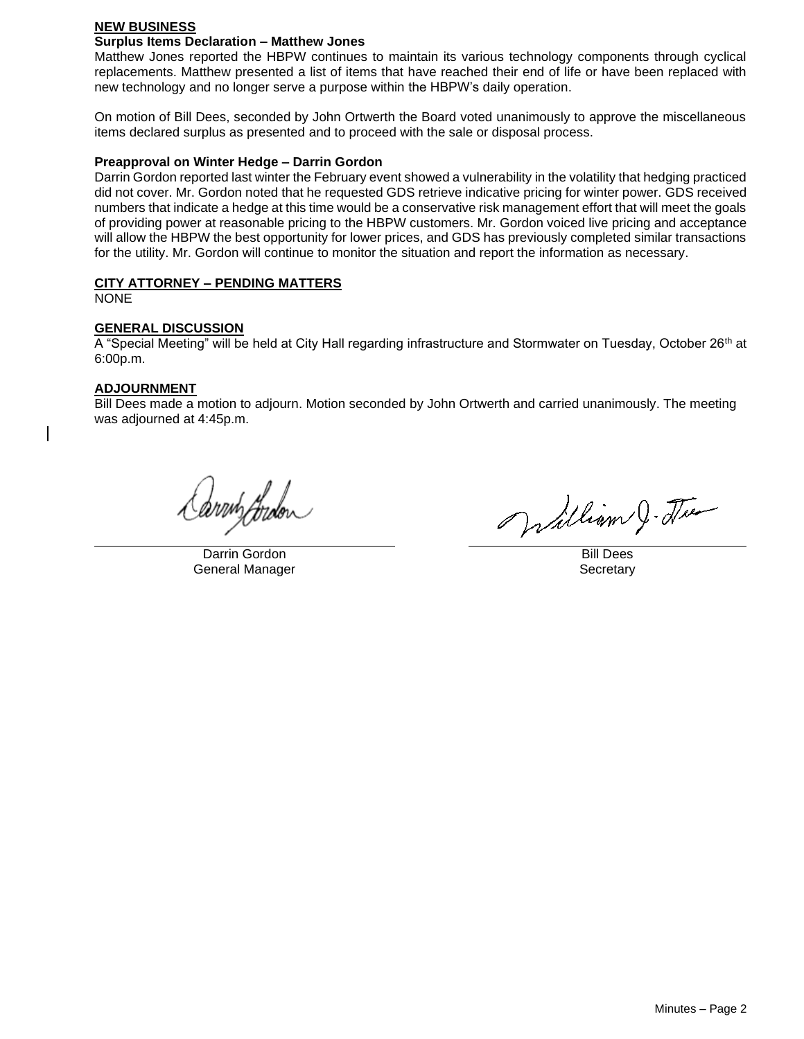## NEW BUSINESS

### Surplus Items Declaration – Matthew Jones

Matthew Jones reported the HBPW continues to maintain its various technology components through cyclical replacements. Matthew presented a list of items that have reached their end of life or have been replaced with new technology and no longer serve a purpose within the HBPW's daily operation.

On motion of Bill Dees, seconded by John Ortwerth the Board voted unanimously to approve the miscellaneous items declared surplus as presented and to proceed with the sale or disposal process.

### Preapproval on Winter Hedge – Darrin Gordon

Darrin Gordon reported last winter the February event showed a vulnerability in the volatility that hedging practiced did not cover. Mr. Gordon noted that he requested GDS retrieve indicative pricing for winter power. GDS received numbers that indicate a hedge at this time would be a conservative risk management effort that will meet the goals of providing power at reasonable pricing to the HBPW customers. Mr. Gordon voiced live pricing and acceptance will allow the HBPW the best opportunity for lower prices, and GDS has previously completed similar transactions for the utility. Mr. Gordon will continue to monitor the situation and report the information as necessary.

## CITY ATTORNEY – PENDING MATTERS

NONE

## GENERAL DISCUSSION

A "Special Meeting" will be held at City Hall regarding infrastructure and Stormwater on Tuesday, October 26th at 6:00p.m.

## ADJOURNMENT

Bill Dees made a motion to adjourn. Motion seconded by John Ortwerth and carried unanimously. The meeting was adjourned at 4:45p.m.

Darrin Gordon
General Manager

Bill Dees
Secretary